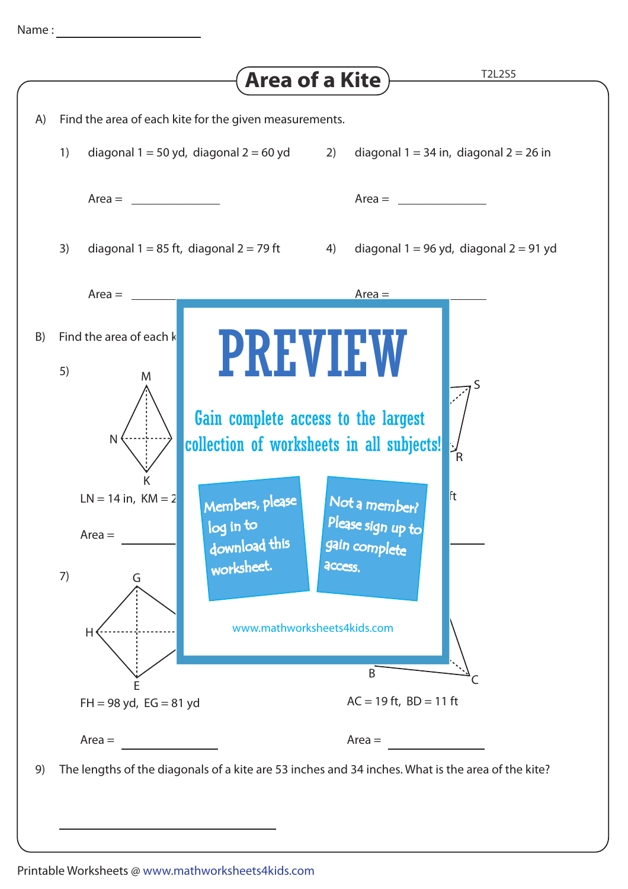Name :

# Area of a Kite

T2L2S5

A) Find the area of each kite for the given measurements.

1) diagonal 1 = 50 yd, diagonal 2 = 60 yd

Area = ____________

2) diagonal 1 = 34 in, diagonal 2 = 26 in

Area = ____________

3) diagonal 1 = 85 ft, diagonal 2 = 79 ft

Area = ____________

4) diagonal 1 = 96 yd, diagonal 2 = 91 yd

Area = ____________

B) Find the area of each k

5) M N K

LN = 14 in, KM = 2

Area = ____________

S R

ft

Area = ____________

PREVIEW

Gain complete access to the largest collection of worksheets in all subjects!

Members, please log in to download this worksheet.

Not a member? Please sign up to gain complete access.

www.mathworksheets4kids.com

7) G H E

FH = 98 yd, EG = 81 yd

Area = ____________

B C

AC = 19 ft, BD = 11 ft

Area = ____________

9) The lengths of the diagonals of a kite are 53 inches and 34 inches. What is the area of the kite?

____________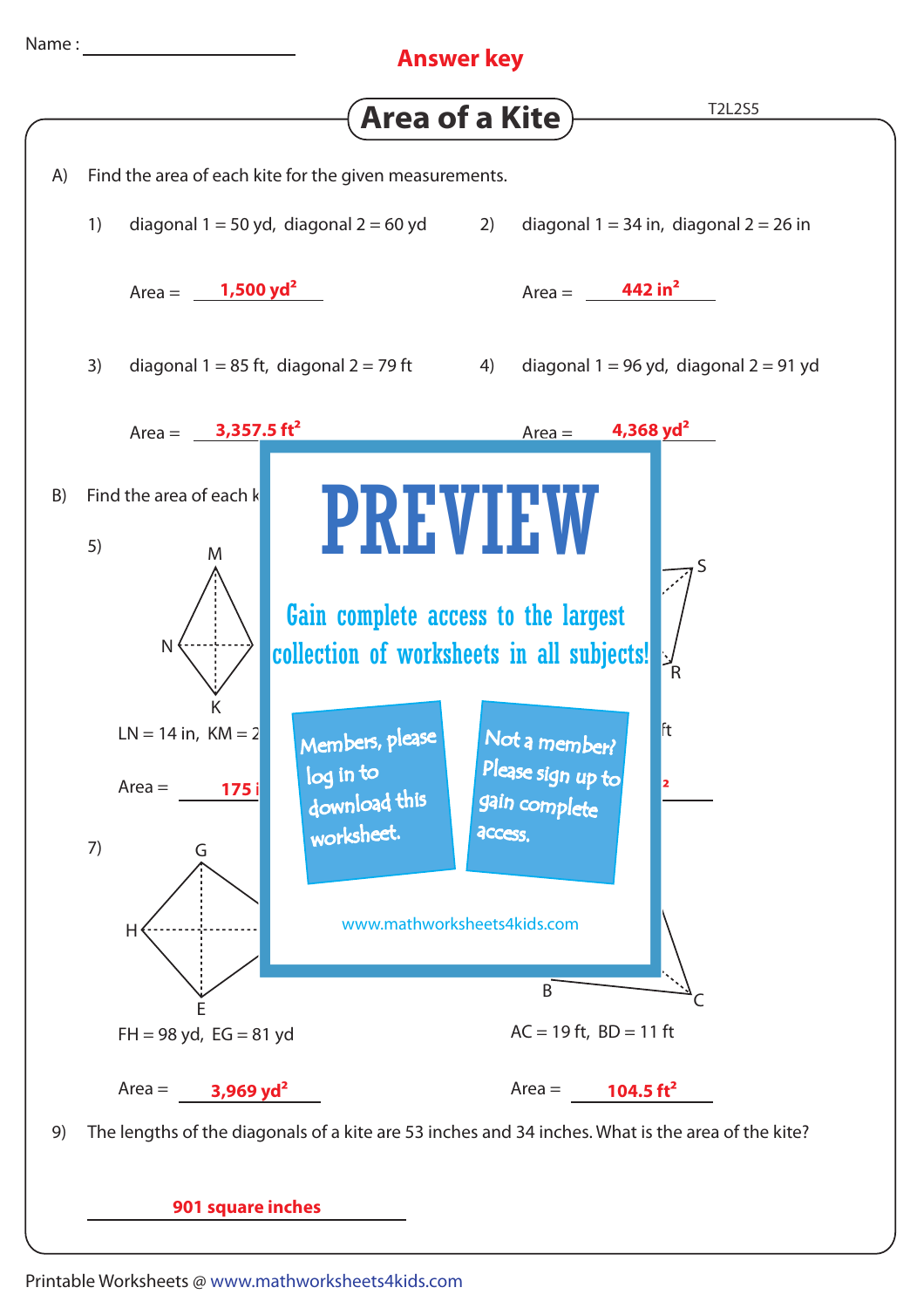Name : ______________________

**Answer key**

# Area of a Kite

T2L2S5

A) Find the area of each kite for the given measurements.

1) diagonal 1 = 50 yd, diagonal 2 = 60 yd

Area = **1,500 yd²**

2) diagonal 1 = 34 in, diagonal 2 = 26 in

Area = **442 in²**

3) diagonal 1 = 85 ft, diagonal 2 = 79 ft

Area = **3,357.5 ft²**

4) diagonal 1 = 96 yd, diagonal 2 = 91 yd

Area = **4,368 yd²**

B) Find the area of each k

5)

M

N

K

LN = 14 in, KM = 2

Area = **175 i**

S

R

ft

²

7)

G

H

E

FH = 98 yd, EG = 81 yd

Area = **3,969 yd²**

B

C

AC = 19 ft, BD = 11 ft

Area = **104.5 ft²**

PREVIEW

Gain complete access to the largest collection of worksheets in all subjects!

Members, please log in to download this worksheet.

Not a member? Please sign up to gain complete access.

www.mathworksheets4kids.com

9) The lengths of the diagonals of a kite are 53 inches and 34 inches. What is the area of the kite?

**901 square inches**

Printable Worksheets @ www.mathworksheets4kids.com